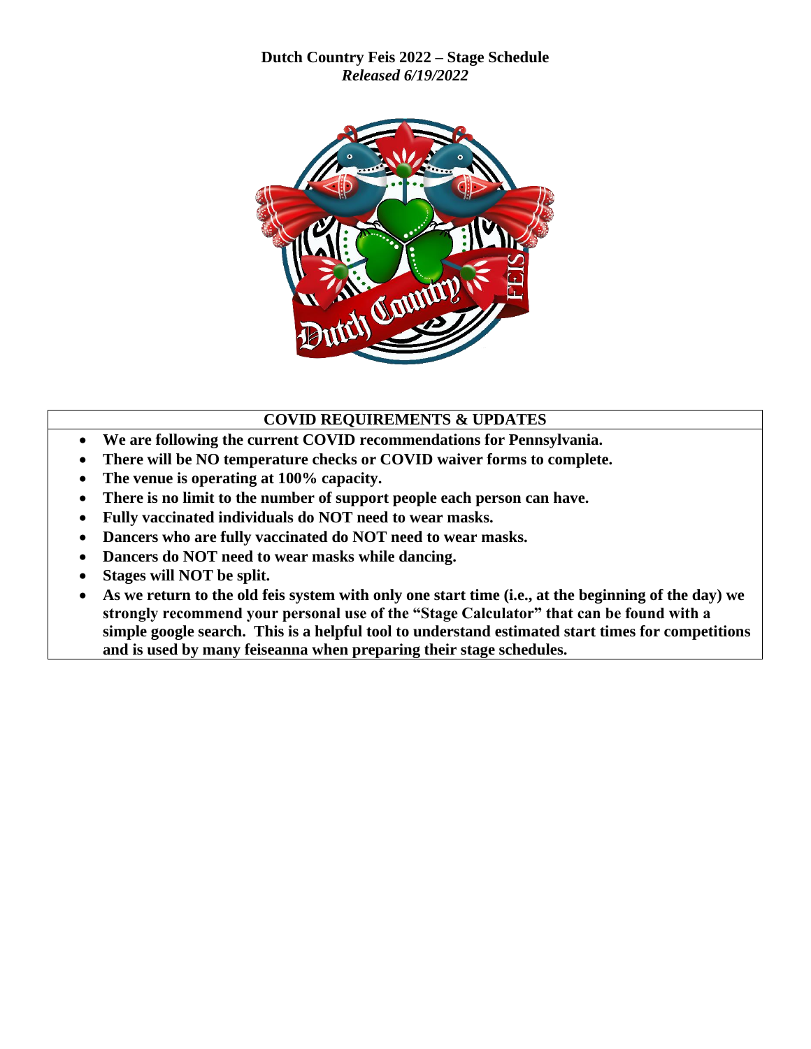**Dutch Country Feis 2022 – Stage Schedule**
***Released 6/19/2022***

**COVID REQUIREMENTS & UPDATES**

- **We are following the current COVID recommendations for Pennsylvania.**
- **There will be NO temperature checks or COVID waiver forms to complete.**
- **The venue is operating at 100% capacity.**
- **There is no limit to the number of support people each person can have.**
- **Fully vaccinated individuals do NOT need to wear masks.**
- **Dancers who are fully vaccinated do NOT need to wear masks.**
- **Dancers do NOT need to wear masks while dancing.**
- **Stages will NOT be split.**
- **As we return to the old feis system with only one start time (i.e., at the beginning of the day) we strongly recommend your personal use of the "Stage Calculator" that can be found with a simple google search. This is a helpful tool to understand estimated start times for competitions and is used by many feiseanna when preparing their stage schedules.**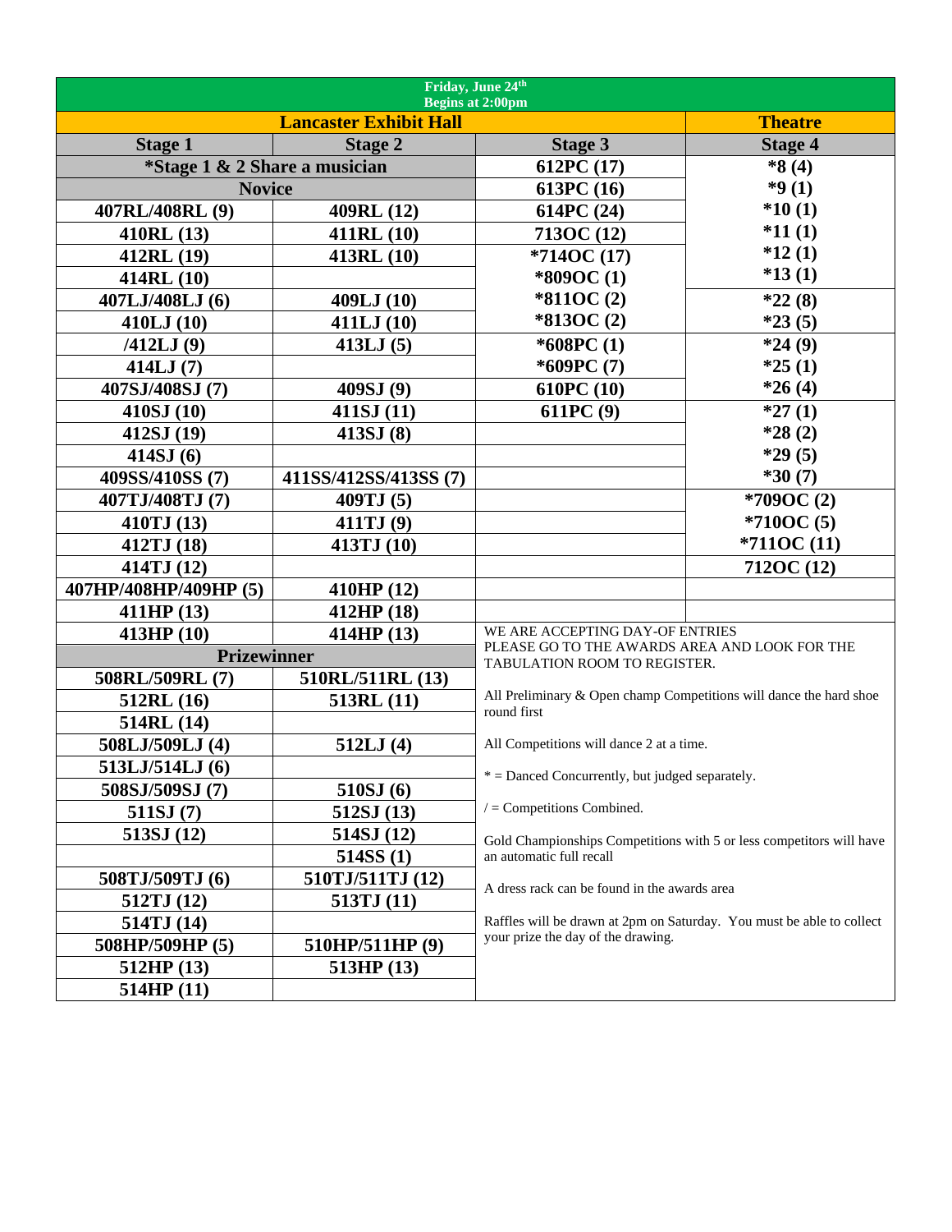| Friday, June 24th Begins at 2:00pm | | | |
|---|---|---|---|
| **Lancaster Exhibit Hall** | | | **Theatre** |
| **Stage 1** | **Stage 2** | **Stage 3** | **Stage 4** |
| ***Stage 1 & 2 Share a musician** | | **612PC (17)** | ***8 (4)** |
| **Novice** | | **613PC (16)** | ***9 (1)** |
| **407RL/408RL (9)** | **409RL (12)** | **614PC (24)** | ***10 (1)** |
| **410RL (13)** | **411RL (10)** | **713OC (12)** | ***11 (1)** |
| **412RL (19)** | **413RL (10)** | ***714OC (17)** | ***12 (1)** |
| **414RL (10)** | | ***809OC (1)** | ***13 (1)** |
| **407LJ/408LJ (6)** | **409LJ (10)** | ***811OC (2)** | ***22 (8)** |
| **410LJ (10)** | **411LJ (10)** | ***813OC (2)** | ***23 (5)** |
| **/412LJ (9)** | **413LJ (5)** | ***608PC (1)** | ***24 (9)** |
| **414LJ (7)** | | ***609PC (7)** | ***25 (1)** |
| **407SJ/408SJ (7)** | **409SJ (9)** | **610PC (10)** | ***26 (4)** |
| **410SJ (10)** | **411SJ (11)** | **611PC (9)** | ***27 (1)** |
| **412SJ (19)** | **413SJ (8)** | | ***28 (2)** |
| **414SJ (6)** | | | ***29 (5)** |
| **409SS/410SS (7)** | **411SS/412SS/413SS (7)** | | ***30 (7)** |
| **407TJ/408TJ (7)** | **409TJ (5)** | | ***709OC (2)** |
| **410TJ (13)** | **411TJ (9)** | | ***710OC (5)** |
| **412TJ (18)** | **413TJ (10)** | | ***711OC (11)** |
| **414TJ (12)** | | | **712OC (12)** |
| **407HP/408HP/409HP (5)** | **410HP (12)** | | |
| **411HP (13)** | **412HP (18)** | | |
| **413HP (10)** | **414HP (13)** | WE ARE ACCEPTING DAY-OF ENTRIES PLEASE GO TO THE AWARDS AREA AND LOOK FOR THE TABULATION ROOM TO REGISTER. | |
| **Prizewinner** | | | |
| **508RL/509RL (7)** | **510RL/511RL (13)** | All Preliminary & Open champ Competitions will dance the hard shoe round first | |
| **512RL (16)** | **513RL (11)** | | |
| **514RL (14)** | | | |
| **508LJ/509LJ (4)** | **512LJ (4)** | All Competitions will dance 2 at a time. | |
| **513LJ/514LJ (6)** | | * = Danced Concurrently, but judged separately. | |
| **508SJ/509SJ (7)** | **510SJ (6)** | | |
| **511SJ (7)** | **512SJ (13)** | / = Competitions Combined. | |
| **513SJ (12)** | **514SJ (12)** | Gold Championships Competitions with 5 or less competitors will have an automatic full recall | |
| | **514SS (1)** | | |
| **508TJ/509TJ (6)** | **510TJ/511TJ (12)** | A dress rack can be found in the awards area | |
| **512TJ (12)** | **513TJ (11)** | | |
| **514TJ (14)** | | Raffles will be drawn at 2pm on Saturday. You must be able to collect your prize the day of the drawing. | |
| **508HP/509HP (5)** | **510HP/511HP (9)** | | |
| **512HP (13)** | **513HP (13)** | | |
| **514HP (11)** | | | |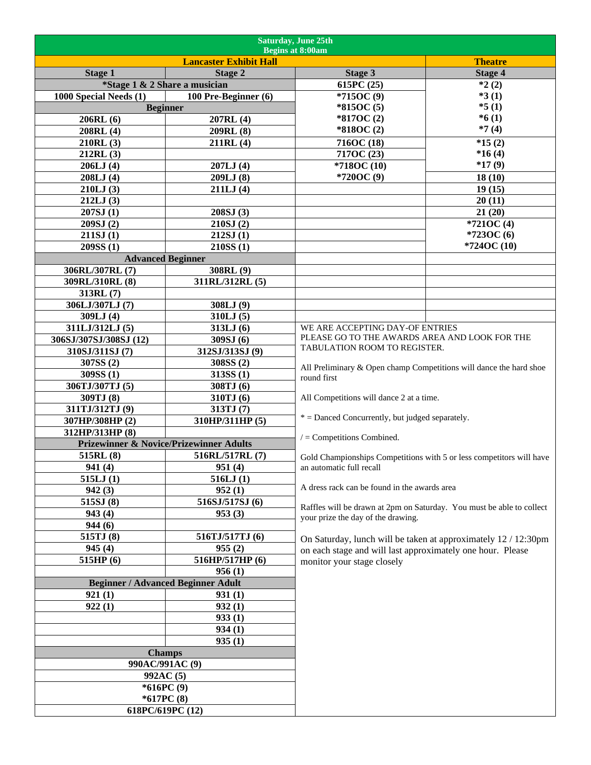**Saturday, June 25th**
**Begins at 8:00am**

| Lancaster Exhibit Hall | | | Theatre |
|---|---|---|---|
| **Stage 1** | **Stage 2** | **Stage 3** | **Stage 4** |
| **\*Stage 1 & 2 Share a musician** | | 615PC (25) | \*2 (2) |
| 1000 Special Needs (1) | 100 Pre-Beginner (6) | \*715OC (9) | \*3 (1) |
| **Beginner** | | \*815OC (5) | \*5 (1) |
| 206RL (6) | 207RL (4) | \*817OC (2) | \*6 (1) |
| 208RL (4) | 209RL (8) | \*818OC (2) | \*7 (4) |
| 210RL (3) | 211RL (4) | 716OC (18) | \*15 (2) |
| 212RL (3) | | 717OC (23) | \*16 (4) |
| 206LJ (4) | 207LJ (4) | \*718OC (10) | \*17 (9) |
| 208LJ (4) | 209LJ (8) | \*720OC (9) | 18 (10) |
| 210LJ (3) | 211LJ (4) | | 19 (15) |
| 212LJ (3) | | | 20 (11) |
| 207SJ (1) | 208SJ (3) | | 21 (20) |
| 209SJ (2) | 210SJ (2) | | \*721OC (4) |
| 211SJ (1) | 212SJ (1) | | \*723OC (6) |
| 209SS (1) | 210SS (1) | | \*724OC (10) |
| **Advanced Beginner** | | | |
| 306RL/307RL (7) | 308RL (9) | | |
| 309RL/310RL (8) | 311RL/312RL (5) | | |
| 313RL (7) | | | |
| 306LJ/307LJ (7) | 308LJ (9) | | |
| 309LJ (4) | 310LJ (5) | | |
| 311LJ/312LJ (5) | 313LJ (6) | | |
| 306SJ/307SJ/308SJ (12) | 309SJ (6) | | |
| 310SJ/311SJ (7) | 312SJ/313SJ (9) | | |
| 307SS (2) | 308SS (2) | | |
| 309SS (1) | 313SS (1) | | |
| 306TJ/307TJ (5) | 308TJ (6) | | |
| 309TJ (8) | 310TJ (6) | | |
| 311TJ/312TJ (9) | 313TJ (7) | | |
| 307HP/308HP (2) | 310HP/311HP (5) | | |
| 312HP/313HP (8) | | | |
| **Prizewinner & Novice/Prizewinner Adults** | | | |
| 515RL (8) | 516RL/517RL (7) | | |
| 941 (4) | 951 (4) | | |
| 515LJ (1) | 516LJ (1) | | |
| 942 (3) | 952 (1) | | |
| 515SJ (8) | 516SJ/517SJ (6) | | |
| 943 (4) | 953 (3) | | |
| 944 (6) | | | |
| 515TJ (8) | 516TJ/517TJ (6) | | |
| 945 (4) | 955 (2) | | |
| 515HP (6) | 516HP/517HP (6) | | |
| | 956 (1) | | |
| **Beginner / Advanced Beginner Adult** | | | |
| 921 (1) | 931 (1) | | |
| 922 (1) | 932 (1) | | |
| | 933 (1) | | |
| | 934 (1) | | |
| | 935 (1) | | |
| **Champs** | | | |
| 990AC/991AC (9) | | | |
| 992AC (5) | | | |
| \*616PC (9) | | | |
| \*617PC (8) | | | |
| 618PC/619PC (12) | | | |

WE ARE ACCEPTING DAY-OF ENTRIES
PLEASE GO TO THE AWARDS AREA AND LOOK FOR THE TABULATION ROOM TO REGISTER.

All Preliminary & Open champ Competitions will dance the hard shoe round first

All Competitions will dance 2 at a time.

\* = Danced Concurrently, but judged separately.

/ = Competitions Combined.

Gold Championships Competitions with 5 or less competitors will have an automatic full recall

A dress rack can be found in the awards area

Raffles will be drawn at 2pm on Saturday. You must be able to collect your prize the day of the drawing.

On Saturday, lunch will be taken at approximately 12 / 12:30pm on each stage and will last approximately one hour. Please monitor your stage closely